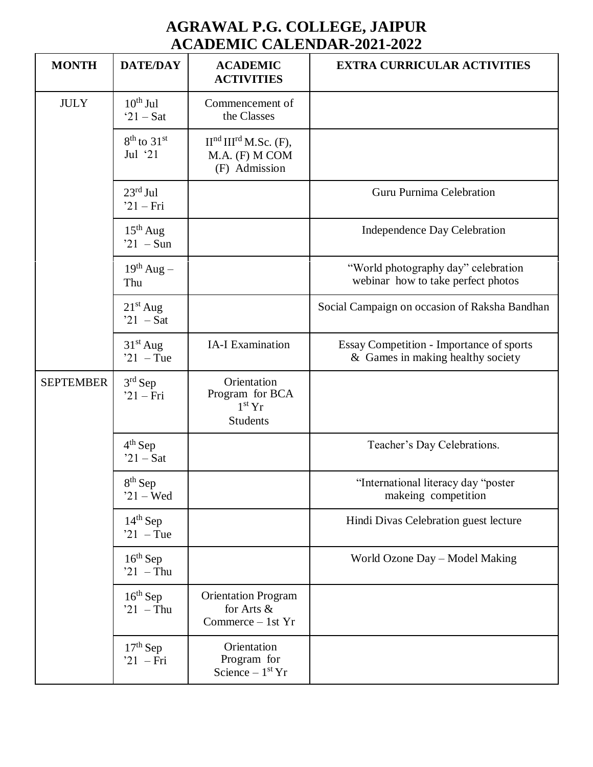# AGRAWAL P.G. COLLEGE, JAIPUR
## ACADEMIC CALENDAR-2021-2022

| MONTH | DATE/DAY | ACADEMIC ACTIVITIES | EXTRA CURRICULAR ACTIVITIES |
|---|---|---|---|
| JULY | 10th Jul '21 – Sat | Commencement of the Classes | |
| | 8th to 31st Jul '21 | IInd IIIrd M.Sc. (F), M.A. (F) M COM (F) Admission | |
| | 23rd Jul '21 – Fri | | Guru Purnima Celebration |
| | 15th Aug '21 – Sun | | Independence Day Celebration |
| | 19th Aug – Thu | | "World photography day" celebration webinar how to take perfect photos |
| | 21st Aug '21 – Sat | | Social Campaign on occasion of Raksha Bandhan |
| | 31st Aug '21 – Tue | IA-I Examination | Essay Competition - Importance of sports & Games in making healthy society |
| SEPTEMBER | 3rd Sep '21 – Fri | Orientation Program for BCA 1st Yr Students | |
| | 4th Sep '21 – Sat | | Teacher's Day Celebrations. |
| | 8th Sep '21 – Wed | | "International literacy day "poster makeing competition |
| | 14th Sep '21 – Tue | | Hindi Divas Celebration guest lecture |
| | 16th Sep '21 – Thu | | World Ozone Day – Model Making |
| | 16th Sep '21 – Thu | Orientation Program for Arts & Commerce – 1st Yr | |
| | 17th Sep '21 – Fri | Orientation Program for Science – 1st Yr | |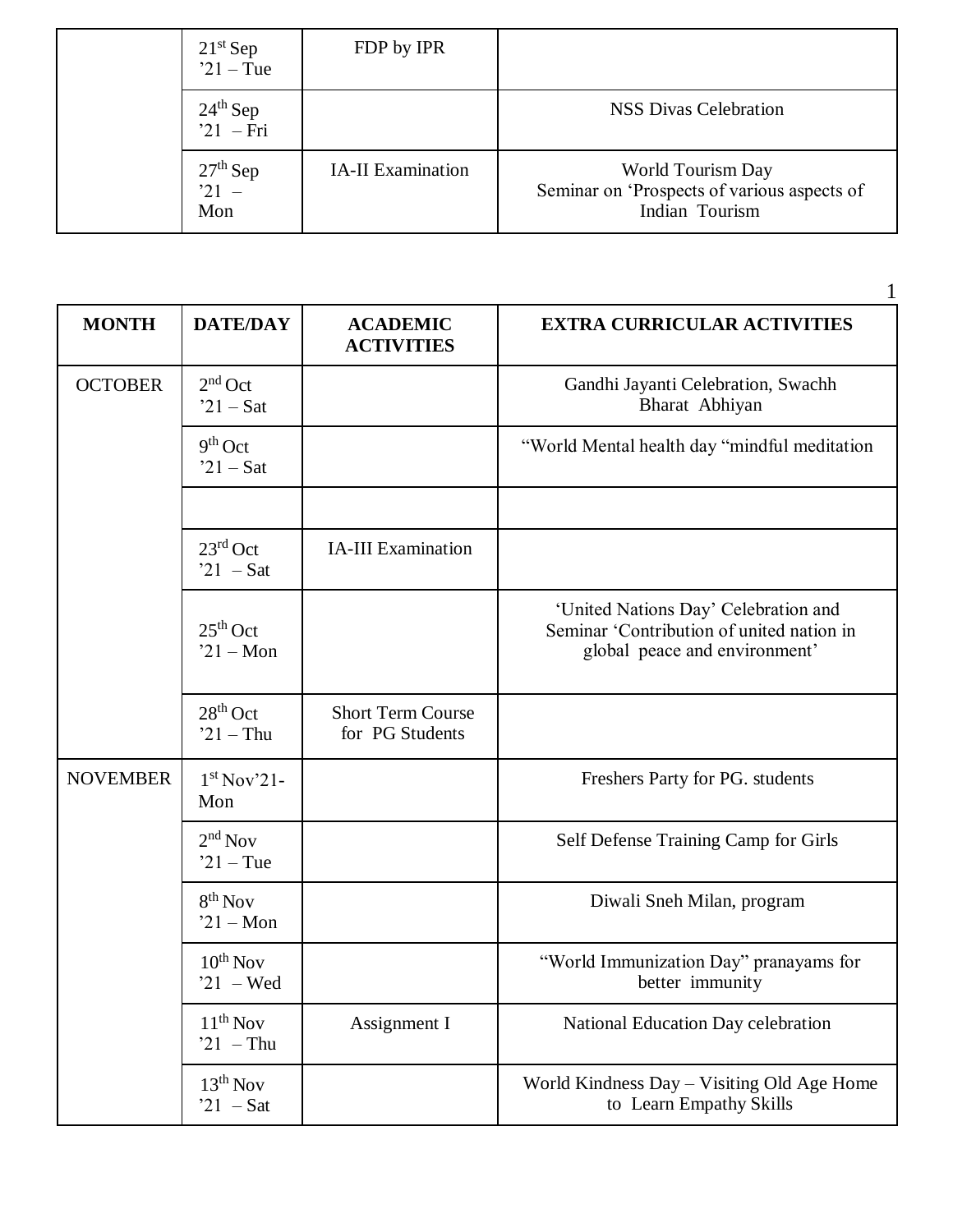| | | | |
|---|---|---|---|
| | 21st Sep '21 – Tue | FDP by IPR | |
| | 24th Sep '21 – Fri | | NSS Divas Celebration |
| | 27th Sep '21 – Mon | IA-II Examination | World Tourism Day Seminar on 'Prospects of various aspects of Indian Tourism |

| MONTH | DATE/DAY | ACADEMIC ACTIVITIES | EXTRA CURRICULAR ACTIVITIES |
|---|---|---|---|
| OCTOBER | 2nd Oct '21 – Sat | | Gandhi Jayanti Celebration, Swachh Bharat Abhiyan |
| | 9th Oct '21 – Sat | | "World Mental health day "mindful meditation |
| | | | |
| | 23rd Oct '21 – Sat | IA-III Examination | |
| | 25th Oct '21 – Mon | | 'United Nations Day' Celebration and Seminar 'Contribution of united nation in global peace and environment' |
| | 28th Oct '21 – Thu | Short Term Course for PG Students | |
| NOVEMBER | 1st Nov'21- Mon | | Freshers Party for PG. students |
| | 2nd Nov '21 – Tue | | Self Defense Training Camp for Girls |
| | 8th Nov '21 – Mon | | Diwali Sneh Milan, program |
| | 10th Nov '21 – Wed | | "World Immunization Day" pranayams for better immunity |
| | 11th Nov '21 – Thu | Assignment I | National Education Day celebration |
| | 13th Nov '21 – Sat | | World Kindness Day – Visiting Old Age Home to Learn Empathy Skills |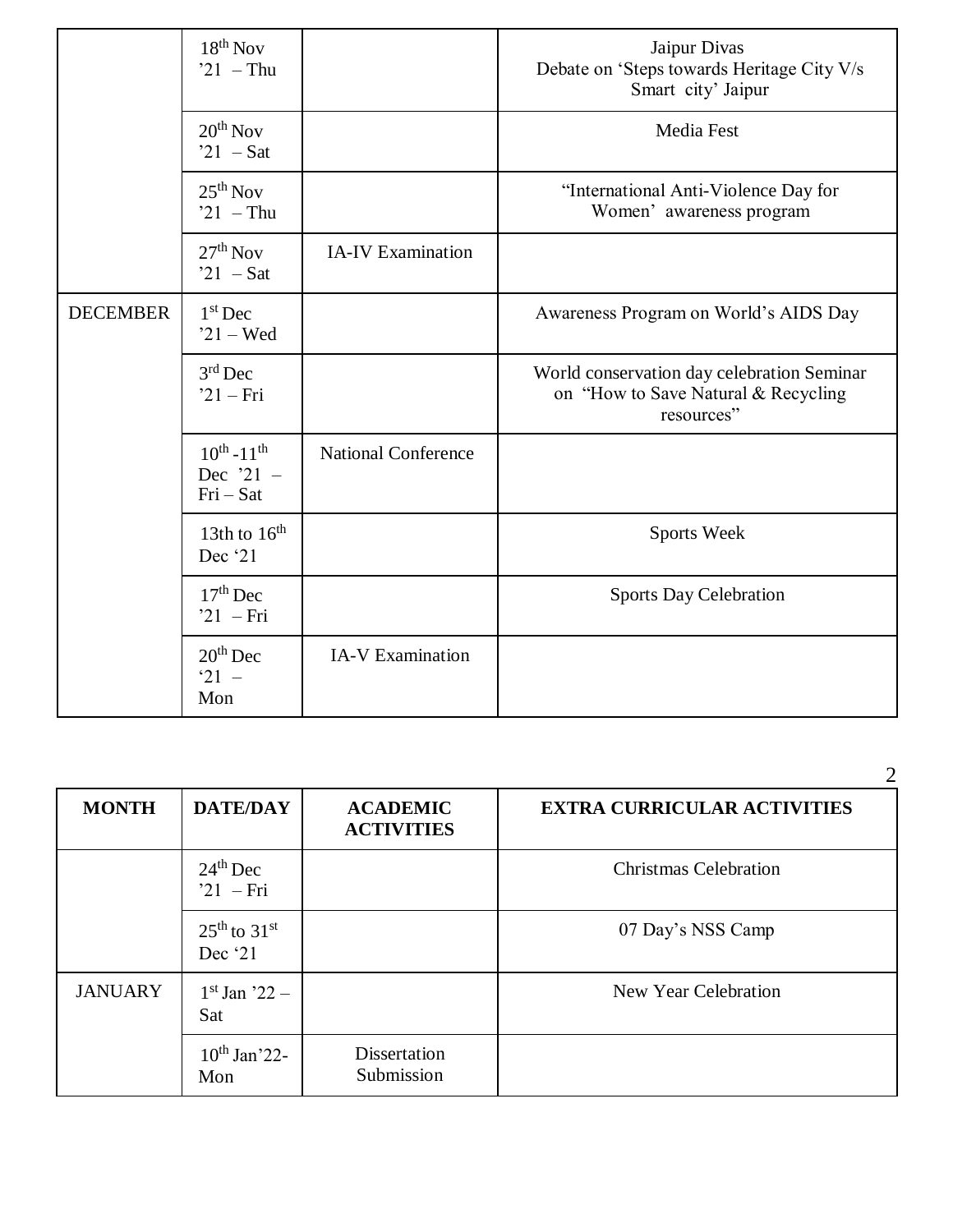| MONTH | DATE/DAY | ACADEMIC ACTIVITIES | EXTRA CURRICULAR ACTIVITIES |
|---|---|---|---|
| | 18th Nov '21 – Thu | | Jaipur Divas Debate on 'Steps towards Heritage City V/s Smart city' Jaipur |
| | 20th Nov '21 – Sat | | Media Fest |
| | 25th Nov '21 – Thu | | "International Anti-Violence Day for Women' awareness program |
| | 27th Nov '21 – Sat | IA-IV Examination | |
| DECEMBER | 1st Dec '21 – Wed | | Awareness Program on World's AIDS Day |
| | 3rd Dec '21 – Fri | | World conservation day celebration Seminar on "How to Save Natural & Recycling resources" |
| | 10th -11th Dec '21 – Fri – Sat | National Conference | |
| | 13th to 16th Dec '21 | | Sports Week |
| | 17th Dec '21 – Fri | | Sports Day Celebration |
| | 20th Dec '21 – Mon | IA-V Examination | |
| | 24th Dec '21 – Fri | | Christmas Celebration |
| | 25th to 31st Dec '21 | | 07 Day's NSS Camp |
| JANUARY | 1st Jan '22 – Sat | | New Year Celebration |
| | 10th Jan'22- Mon | Dissertation Submission | |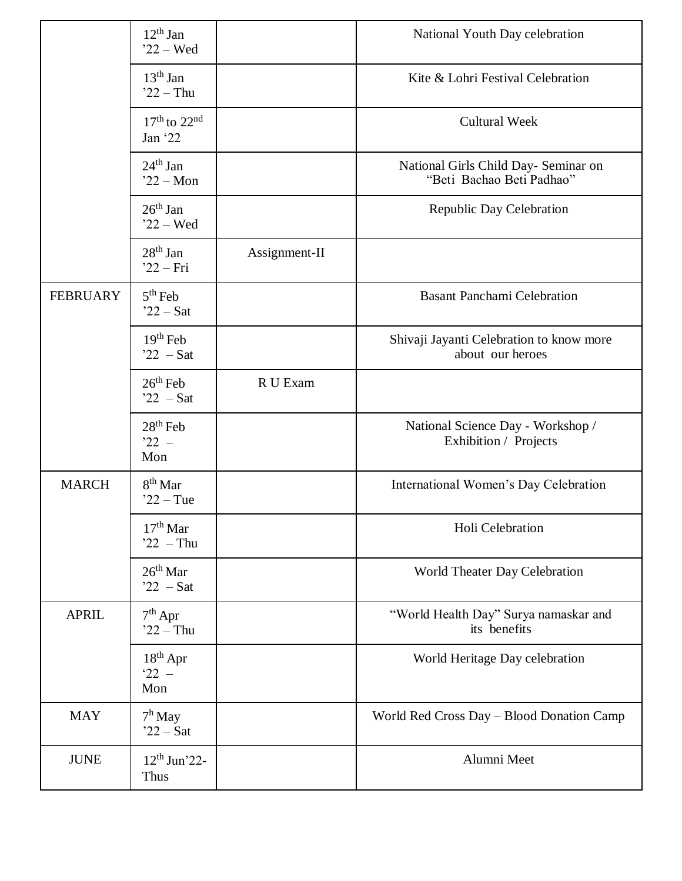| | | | |
|---|---|---|---|
| | 12th Jan '22 – Wed | | National Youth Day celebration |
| | 13th Jan '22 – Thu | | Kite & Lohri Festival Celebration |
| | 17th to 22nd Jan '22 | | Cultural Week |
| | 24th Jan '22 – Mon | | National Girls Child Day- Seminar on "Beti Bachao Beti Padhao" |
| | 26th Jan '22 – Wed | | Republic Day Celebration |
| | 28th Jan '22 – Fri | Assignment-II | |
| FEBRUARY | 5th Feb '22 – Sat | | Basant Panchami Celebration |
| | 19th Feb '22 – Sat | | Shivaji Jayanti Celebration to know more about our heroes |
| | 26th Feb '22 – Sat | R U Exam | |
| | 28th Feb '22 – Mon | | National Science Day - Workshop / Exhibition / Projects |
| MARCH | 8th Mar '22 – Tue | | International Women's Day Celebration |
| | 17th Mar '22 – Thu | | Holi Celebration |
| | 26th Mar '22 – Sat | | World Theater Day Celebration |
| APRIL | 7th Apr '22 – Thu | | "World Health Day" Surya namaskar and its benefits |
| | 18th Apr '22 – Mon | | World Heritage Day celebration |
| MAY | 7h May '22 – Sat | | World Red Cross Day – Blood Donation Camp |
| JUNE | 12th Jun'22- Thus | | Alumni Meet |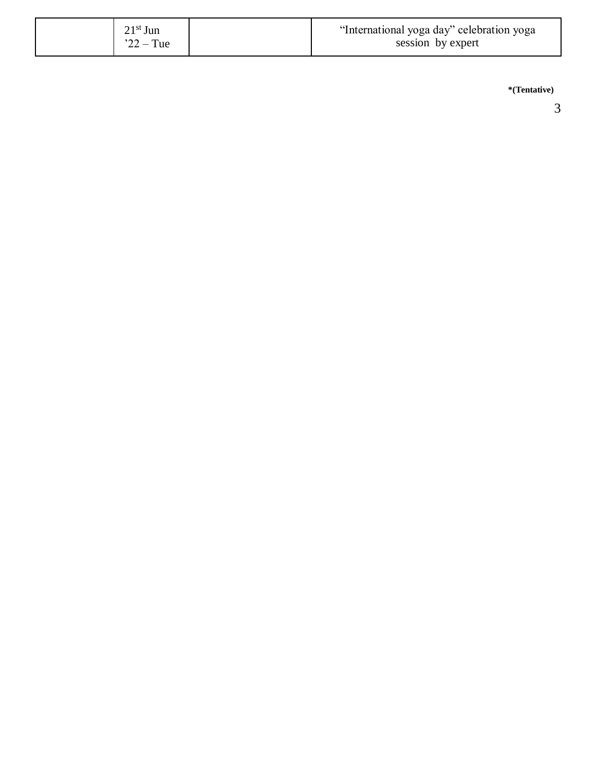| | | | |
|---|---|---|---|
| | 21st Jun '22 – Tue | | "International yoga day" celebration yoga session by expert |

**\*(Tentative)**